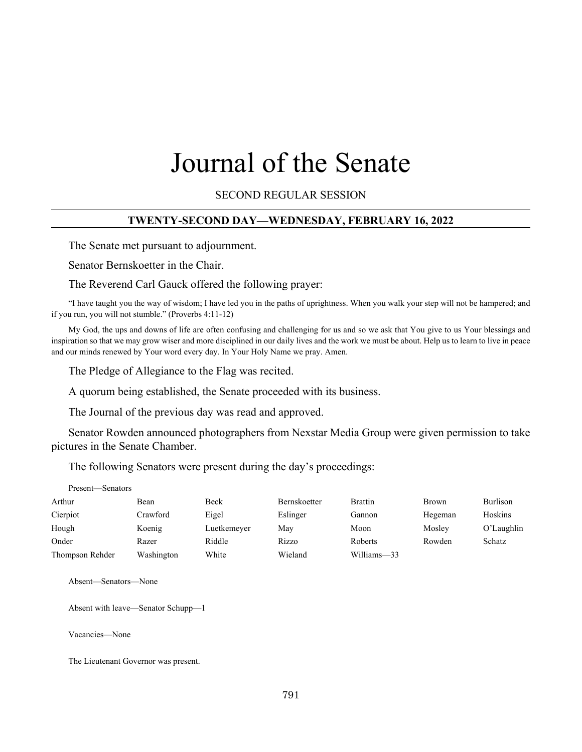# Journal of the Senate

SECOND REGULAR SESSION

## TWENTY-SECOND DAY—WEDNESDAY, FEBRUARY 16, 2022

The Senate met pursuant to adjournment.

Senator Bernskoetter in the Chair.

The Reverend Carl Gauck offered the following prayer:

"I have taught you the way of wisdom; I have led you in the paths of uprightness. When you walk your step will not be hampered; and if you run, you will not stumble." (Proverbs 4:11-12)

My God, the ups and downs of life are often confusing and challenging for us and so we ask that You give to us Your blessings and inspiration so that we may grow wiser and more disciplined in our daily lives and the work we must be about. Help us to learn to live in peace and our minds renewed by Your word every day. In Your Holy Name we pray. Amen.

The Pledge of Allegiance to the Flag was recited.

A quorum being established, the Senate proceeded with its business.

The Journal of the previous day was read and approved.

Senator Rowden announced photographers from Nexstar Media Group were given permission to take pictures in the Senate Chamber.

The following Senators were present during the day's proceedings:

Present—Senators

| | | | | | | |
|---|---|---|---|---|---|---|
| Arthur | Bean | Beck | Bernskoetter | Brattin | Brown | Burlison |
| Cierpiot | Crawford | Eigel | Eslinger | Gannon | Hegeman | Hoskins |
| Hough | Koenig | Luetkemeyer | May | Moon | Mosley | O'Laughlin |
| Onder | Razer | Riddle | Rizzo | Roberts | Rowden | Schatz |
| Thompson Rehder | Washington | White | Wieland | Williams—33 | | |

Absent—Senators—None

Absent with leave—Senator Schupp—1

Vacancies—None

The Lieutenant Governor was present.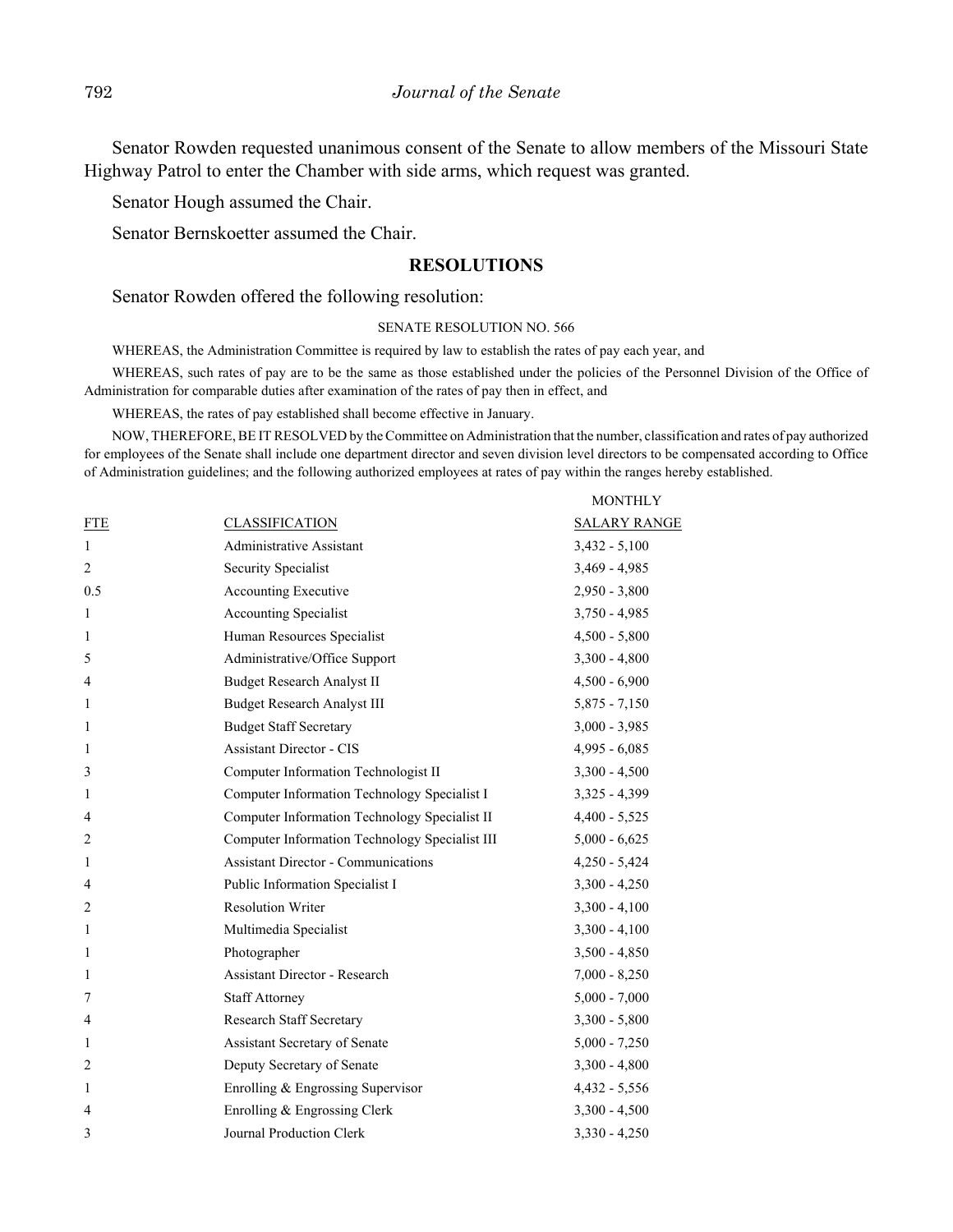Senator Rowden requested unanimous consent of the Senate to allow members of the Missouri State Highway Patrol to enter the Chamber with side arms, which request was granted.

Senator Hough assumed the Chair.

Senator Bernskoetter assumed the Chair.

## RESOLUTIONS

Senator Rowden offered the following resolution:

SENATE RESOLUTION NO. 566

WHEREAS, the Administration Committee is required by law to establish the rates of pay each year, and

WHEREAS, such rates of pay are to be the same as those established under the policies of the Personnel Division of the Office of Administration for comparable duties after examination of the rates of pay then in effect, and

WHEREAS, the rates of pay established shall become effective in January.

NOW, THEREFORE, BE IT RESOLVED by the Committee on Administration that the number, classification and rates of pay authorized for employees of the Senate shall include one department director and seven division level directors to be compensated according to Office of Administration guidelines; and the following authorized employees at rates of pay within the ranges hereby established.

| FTE | CLASSIFICATION | MONTHLY SALARY RANGE |
|---|---|---|
| 1 | Administrative Assistant | 3,432 - 5,100 |
| 2 | Security Specialist | 3,469 - 4,985 |
| 0.5 | Accounting Executive | 2,950 - 3,800 |
| 1 | Accounting Specialist | 3,750 - 4,985 |
| 1 | Human Resources Specialist | 4,500 - 5,800 |
| 5 | Administrative/Office Support | 3,300 - 4,800 |
| 4 | Budget Research Analyst II | 4,500 - 6,900 |
| 1 | Budget Research Analyst III | 5,875 - 7,150 |
| 1 | Budget Staff Secretary | 3,000 - 3,985 |
| 1 | Assistant Director - CIS | 4,995 - 6,085 |
| 3 | Computer Information Technologist II | 3,300 - 4,500 |
| 1 | Computer Information Technology Specialist I | 3,325 - 4,399 |
| 4 | Computer Information Technology Specialist II | 4,400 - 5,525 |
| 2 | Computer Information Technology Specialist III | 5,000 - 6,625 |
| 1 | Assistant Director - Communications | 4,250 - 5,424 |
| 4 | Public Information Specialist I | 3,300 - 4,250 |
| 2 | Resolution Writer | 3,300 - 4,100 |
| 1 | Multimedia Specialist | 3,300 - 4,100 |
| 1 | Photographer | 3,500 - 4,850 |
| 1 | Assistant Director - Research | 7,000 - 8,250 |
| 7 | Staff Attorney | 5,000 - 7,000 |
| 4 | Research Staff Secretary | 3,300 - 5,800 |
| 1 | Assistant Secretary of Senate | 5,000 - 7,250 |
| 2 | Deputy Secretary of Senate | 3,300 - 4,800 |
| 1 | Enrolling & Engrossing Supervisor | 4,432 - 5,556 |
| 4 | Enrolling & Engrossing Clerk | 3,300 - 4,500 |
| 3 | Journal Production Clerk | 3,330 - 4,250 |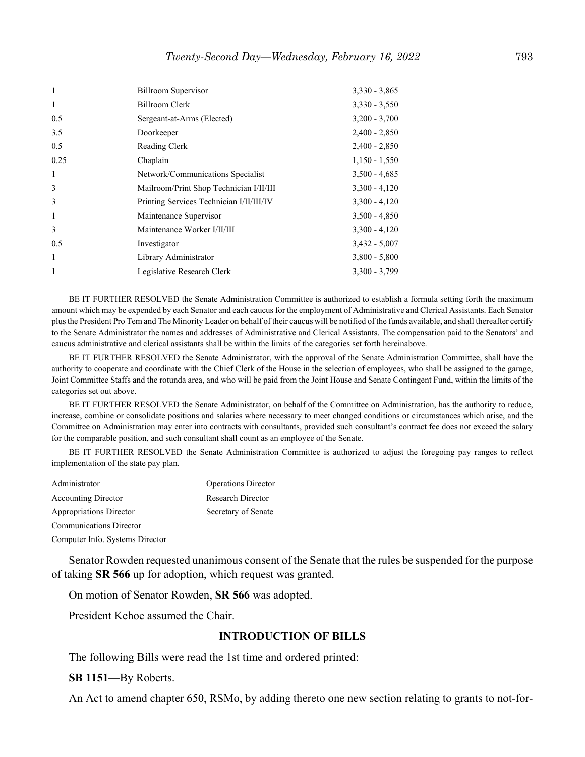| | | |
|---|---|---|
| 1 | Billroom Supervisor | 3,330 - 3,865 |
| 1 | Billroom Clerk | 3,330 - 3,550 |
| 0.5 | Sergeant-at-Arms (Elected) | 3,200 - 3,700 |
| 3.5 | Doorkeeper | 2,400 - 2,850 |
| 0.5 | Reading Clerk | 2,400 - 2,850 |
| 0.25 | Chaplain | 1,150 - 1,550 |
| 1 | Network/Communications Specialist | 3,500 - 4,685 |
| 3 | Mailroom/Print Shop Technician I/II/III | 3,300 - 4,120 |
| 3 | Printing Services Technician I/II/III/IV | 3,300 - 4,120 |
| 1 | Maintenance Supervisor | 3,500 - 4,850 |
| 3 | Maintenance Worker I/II/III | 3,300 - 4,120 |
| 0.5 | Investigator | 3,432 - 5,007 |
| 1 | Library Administrator | 3,800 - 5,800 |
| 1 | Legislative Research Clerk | 3,300 - 3,799 |

BE IT FURTHER RESOLVED the Senate Administration Committee is authorized to establish a formula setting forth the maximum amount which may be expended by each Senator and each caucus for the employment of Administrative and Clerical Assistants. Each Senator plus the President Pro Tem and The Minority Leader on behalf of their caucus will be notified of the funds available, and shall thereafter certify to the Senate Administrator the names and addresses of Administrative and Clerical Assistants. The compensation paid to the Senators' and caucus administrative and clerical assistants shall be within the limits of the categories set forth hereinabove.

BE IT FURTHER RESOLVED the Senate Administrator, with the approval of the Senate Administration Committee, shall have the authority to cooperate and coordinate with the Chief Clerk of the House in the selection of employees, who shall be assigned to the garage, Joint Committee Staffs and the rotunda area, and who will be paid from the Joint House and Senate Contingent Fund, within the limits of the categories set out above.

BE IT FURTHER RESOLVED the Senate Administrator, on behalf of the Committee on Administration, has the authority to reduce, increase, combine or consolidate positions and salaries where necessary to meet changed conditions or circumstances which arise, and the Committee on Administration may enter into contracts with consultants, provided such consultant's contract fee does not exceed the salary for the comparable position, and such consultant shall count as an employee of the Senate.

BE IT FURTHER RESOLVED the Senate Administration Committee is authorized to adjust the foregoing pay ranges to reflect implementation of the state pay plan.

| | |
|---|---|
| Administrator | Operations Director |
| Accounting Director | Research Director |
| Appropriations Director | Secretary of Senate |
| Communications Director | |
| Computer Info. Systems Director | |

Senator Rowden requested unanimous consent of the Senate that the rules be suspended for the purpose of taking **SR 566** up for adoption, which request was granted.

On motion of Senator Rowden, **SR 566** was adopted.

President Kehoe assumed the Chair.

## INTRODUCTION OF BILLS

The following Bills were read the 1st time and ordered printed:

**SB 1151**—By Roberts.

An Act to amend chapter 650, RSMo, by adding thereto one new section relating to grants to not-for-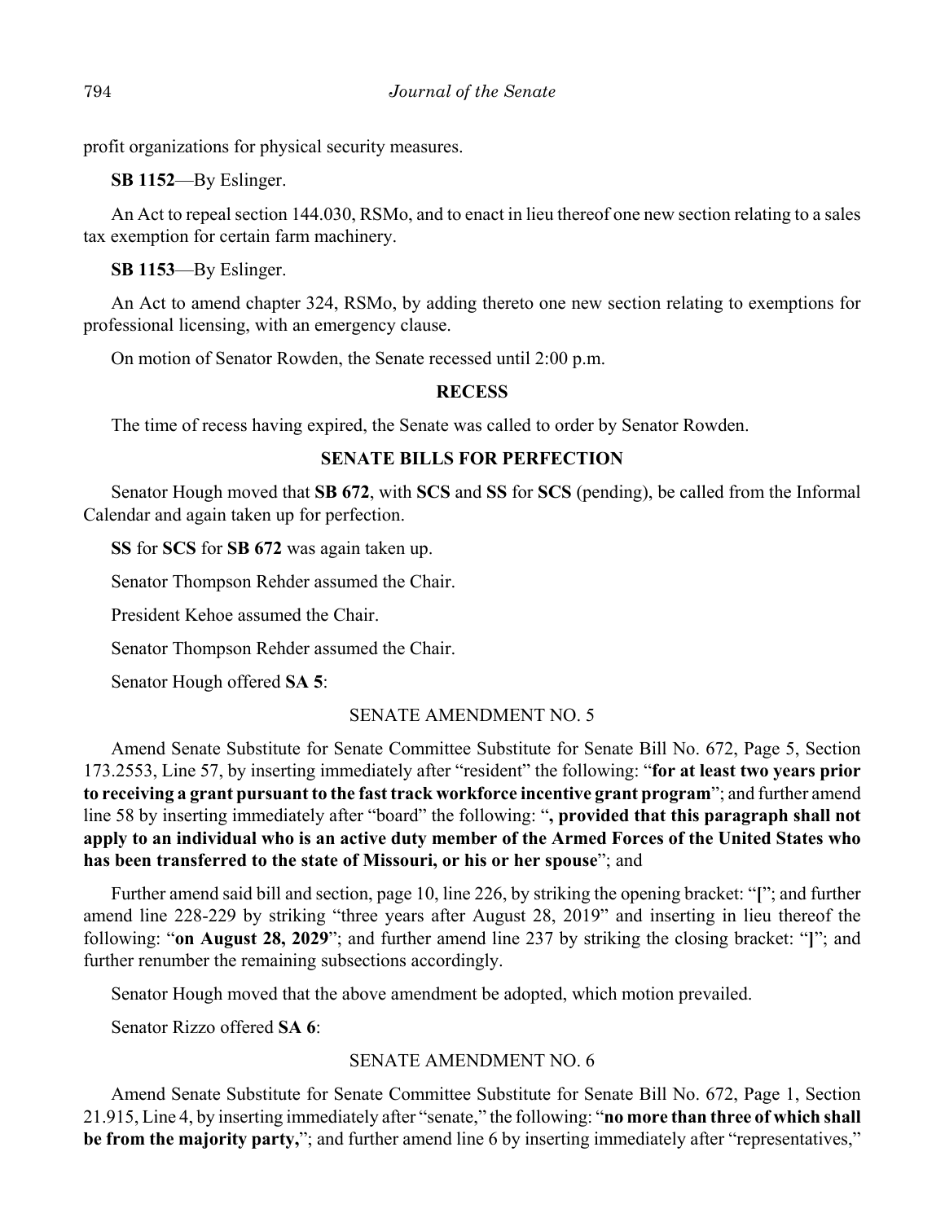profit organizations for physical security measures.

**SB 1152**—By Eslinger.

An Act to repeal section 144.030, RSMo, and to enact in lieu thereof one new section relating to a sales tax exemption for certain farm machinery.

**SB 1153**—By Eslinger.

An Act to amend chapter 324, RSMo, by adding thereto one new section relating to exemptions for professional licensing, with an emergency clause.

On motion of Senator Rowden, the Senate recessed until 2:00 p.m.

**RECESS**

The time of recess having expired, the Senate was called to order by Senator Rowden.

**SENATE BILLS FOR PERFECTION**

Senator Hough moved that **SB 672**, with **SCS** and **SS** for **SCS** (pending), be called from the Informal Calendar and again taken up for perfection.

**SS** for **SCS** for **SB 672** was again taken up.

Senator Thompson Rehder assumed the Chair.

President Kehoe assumed the Chair.

Senator Thompson Rehder assumed the Chair.

Senator Hough offered **SA 5**:

SENATE AMENDMENT NO. 5

Amend Senate Substitute for Senate Committee Substitute for Senate Bill No. 672, Page 5, Section 173.2553, Line 57, by inserting immediately after "resident" the following: "**for at least two years prior to receiving a grant pursuant to the fast track workforce incentive grant program**"; and further amend line 58 by inserting immediately after "board" the following: "**, provided that this paragraph shall not apply to an individual who is an active duty member of the Armed Forces of the United States who has been transferred to the state of Missouri, or his or her spouse**"; and

Further amend said bill and section, page 10, line 226, by striking the opening bracket: "**[**"; and further amend line 228-229 by striking "three years after August 28, 2019" and inserting in lieu thereof the following: "**on August 28, 2029**"; and further amend line 237 by striking the closing bracket: "**]**"; and further renumber the remaining subsections accordingly.

Senator Hough moved that the above amendment be adopted, which motion prevailed.

Senator Rizzo offered **SA 6**:

SENATE AMENDMENT NO. 6

Amend Senate Substitute for Senate Committee Substitute for Senate Bill No. 672, Page 1, Section 21.915, Line 4, by inserting immediately after "senate," the following: "**no more than three of which shall be from the majority party,**"; and further amend line 6 by inserting immediately after "representatives,"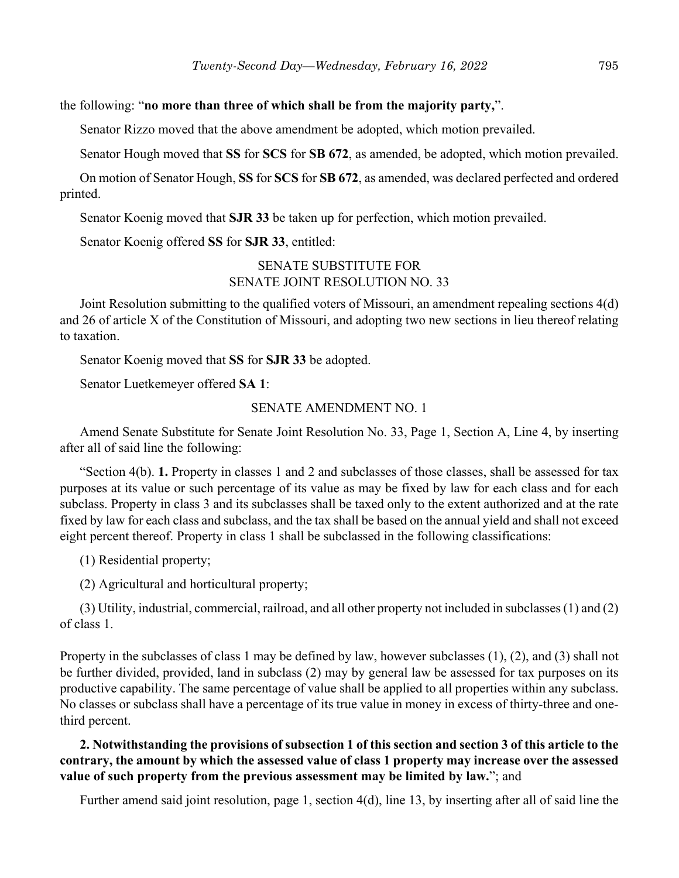the following: "**no more than three of which shall be from the majority party,**".

Senator Rizzo moved that the above amendment be adopted, which motion prevailed.

Senator Hough moved that **SS** for **SCS** for **SB 672**, as amended, be adopted, which motion prevailed.

On motion of Senator Hough, **SS** for **SCS** for **SB 672**, as amended, was declared perfected and ordered printed.

Senator Koenig moved that **SJR 33** be taken up for perfection, which motion prevailed.

Senator Koenig offered **SS** for **SJR 33**, entitled:

SENATE SUBSTITUTE FOR
SENATE JOINT RESOLUTION NO. 33

Joint Resolution submitting to the qualified voters of Missouri, an amendment repealing sections 4(d) and 26 of article X of the Constitution of Missouri, and adopting two new sections in lieu thereof relating to taxation.

Senator Koenig moved that **SS** for **SJR 33** be adopted.

Senator Luetkemeyer offered **SA 1**:

SENATE AMENDMENT NO. 1

Amend Senate Substitute for Senate Joint Resolution No. 33, Page 1, Section A, Line 4, by inserting after all of said line the following:

"Section 4(b). **1.** Property in classes 1 and 2 and subclasses of those classes, shall be assessed for tax purposes at its value or such percentage of its value as may be fixed by law for each class and for each subclass. Property in class 3 and its subclasses shall be taxed only to the extent authorized and at the rate fixed by law for each class and subclass, and the tax shall be based on the annual yield and shall not exceed eight percent thereof. Property in class 1 shall be subclassed in the following classifications:

(1) Residential property;

(2) Agricultural and horticultural property;

(3) Utility, industrial, commercial, railroad, and all other property not included in subclasses (1) and (2) of class 1.

Property in the subclasses of class 1 may be defined by law, however subclasses (1), (2), and (3) shall not be further divided, provided, land in subclass (2) may by general law be assessed for tax purposes on its productive capability. The same percentage of value shall be applied to all properties within any subclass. No classes or subclass shall have a percentage of its true value in money in excess of thirty-three and one-third percent.

**2. Notwithstanding the provisions of subsection 1 of this section and section 3 of this article to the contrary, the amount by which the assessed value of class 1 property may increase over the assessed value of such property from the previous assessment may be limited by law.**"; and

Further amend said joint resolution, page 1, section 4(d), line 13, by inserting after all of said line the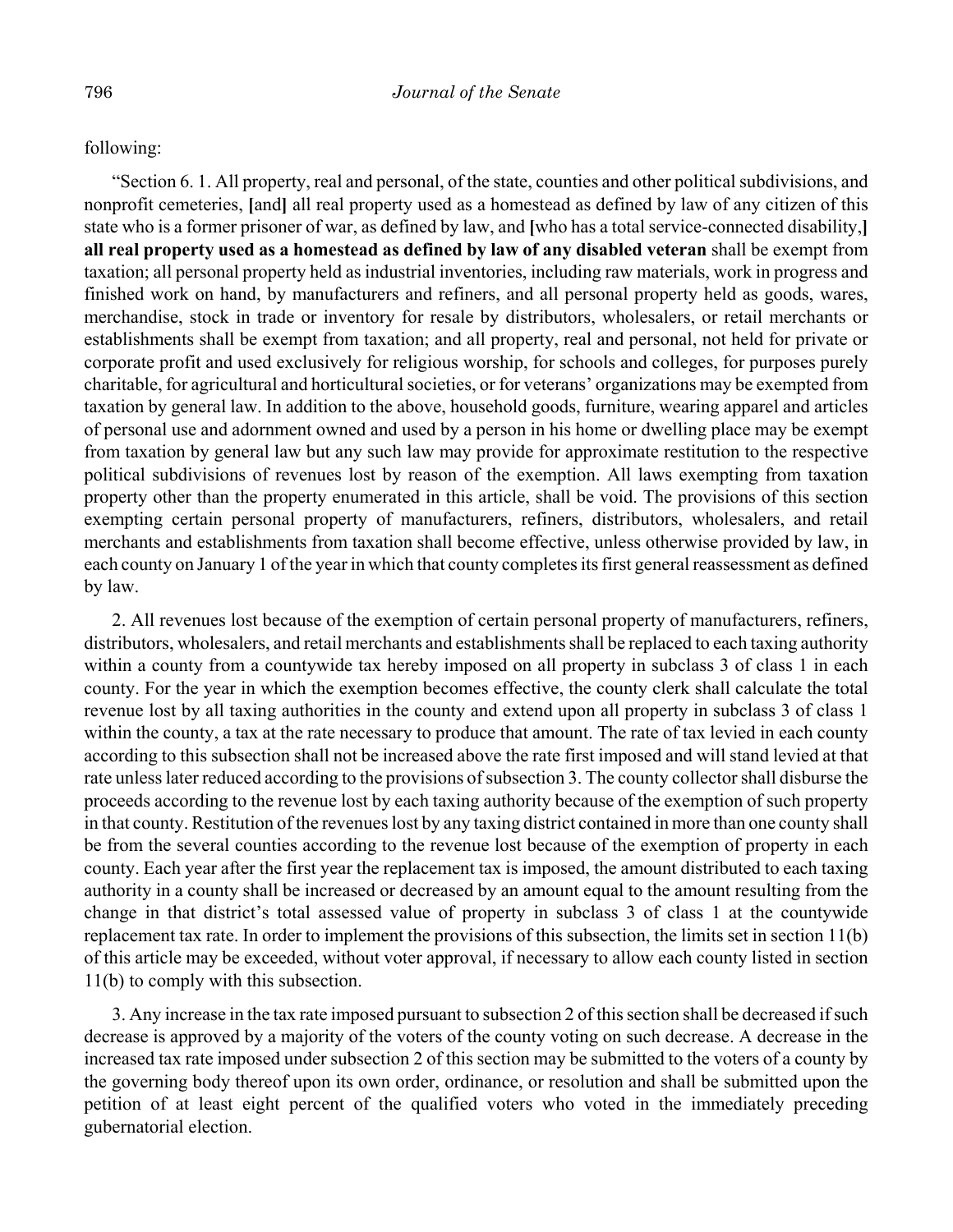following:

"Section 6. 1. All property, real and personal, of the state, counties and other political subdivisions, and nonprofit cemeteries, **[**and**]** all real property used as a homestead as defined by law of any citizen of this state who is a former prisoner of war, as defined by law, and **[**who has a total service-connected disability,**]** **all real property used as a homestead as defined by law of any disabled veteran** shall be exempt from taxation; all personal property held as industrial inventories, including raw materials, work in progress and finished work on hand, by manufacturers and refiners, and all personal property held as goods, wares, merchandise, stock in trade or inventory for resale by distributors, wholesalers, or retail merchants or establishments shall be exempt from taxation; and all property, real and personal, not held for private or corporate profit and used exclusively for religious worship, for schools and colleges, for purposes purely charitable, for agricultural and horticultural societies, or for veterans' organizations may be exempted from taxation by general law. In addition to the above, household goods, furniture, wearing apparel and articles of personal use and adornment owned and used by a person in his home or dwelling place may be exempt from taxation by general law but any such law may provide for approximate restitution to the respective political subdivisions of revenues lost by reason of the exemption. All laws exempting from taxation property other than the property enumerated in this article, shall be void. The provisions of this section exempting certain personal property of manufacturers, refiners, distributors, wholesalers, and retail merchants and establishments from taxation shall become effective, unless otherwise provided by law, in each county on January 1 of the year in which that county completes its first general reassessment as defined by law.

2. All revenues lost because of the exemption of certain personal property of manufacturers, refiners, distributors, wholesalers, and retail merchants and establishments shall be replaced to each taxing authority within a county from a countywide tax hereby imposed on all property in subclass 3 of class 1 in each county. For the year in which the exemption becomes effective, the county clerk shall calculate the total revenue lost by all taxing authorities in the county and extend upon all property in subclass 3 of class 1 within the county, a tax at the rate necessary to produce that amount. The rate of tax levied in each county according to this subsection shall not be increased above the rate first imposed and will stand levied at that rate unless later reduced according to the provisions of subsection 3. The county collector shall disburse the proceeds according to the revenue lost by each taxing authority because of the exemption of such property in that county. Restitution of the revenues lost by any taxing district contained in more than one county shall be from the several counties according to the revenue lost because of the exemption of property in each county. Each year after the first year the replacement tax is imposed, the amount distributed to each taxing authority in a county shall be increased or decreased by an amount equal to the amount resulting from the change in that district's total assessed value of property in subclass 3 of class 1 at the countywide replacement tax rate. In order to implement the provisions of this subsection, the limits set in section 11(b) of this article may be exceeded, without voter approval, if necessary to allow each county listed in section 11(b) to comply with this subsection.

3. Any increase in the tax rate imposed pursuant to subsection 2 of this section shall be decreased if such decrease is approved by a majority of the voters of the county voting on such decrease. A decrease in the increased tax rate imposed under subsection 2 of this section may be submitted to the voters of a county by the governing body thereof upon its own order, ordinance, or resolution and shall be submitted upon the petition of at least eight percent of the qualified voters who voted in the immediately preceding gubernatorial election.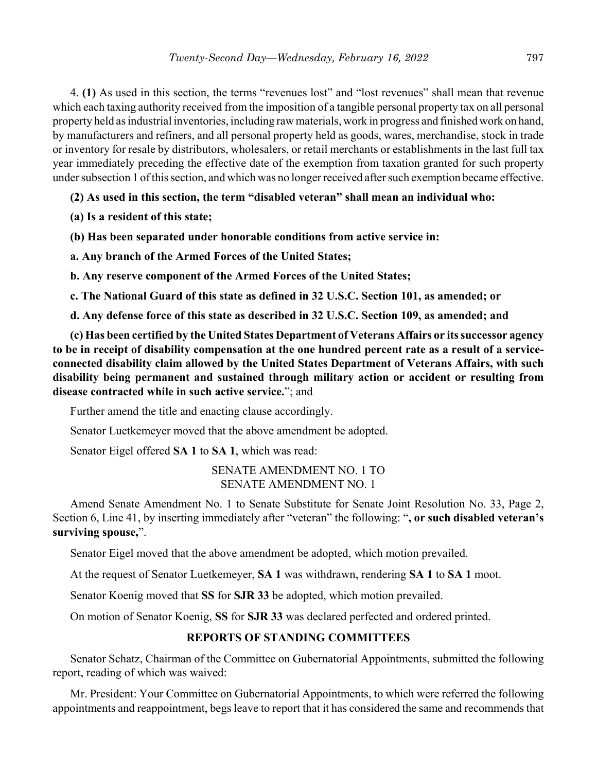4. **(1)** As used in this section, the terms "revenues lost" and "lost revenues" shall mean that revenue which each taxing authority received from the imposition of a tangible personal property tax on all personal property held as industrial inventories, including raw materials, work in progress and finished work on hand, by manufacturers and refiners, and all personal property held as goods, wares, merchandise, stock in trade or inventory for resale by distributors, wholesalers, or retail merchants or establishments in the last full tax year immediately preceding the effective date of the exemption from taxation granted for such property under subsection 1 of this section, and which was no longer received after such exemption became effective.

**(2) As used in this section, the term "disabled veteran" shall mean an individual who:**

**(a) Is a resident of this state;**

**(b) Has been separated under honorable conditions from active service in:**

**a. Any branch of the Armed Forces of the United States;**

**b. Any reserve component of the Armed Forces of the United States;**

**c. The National Guard of this state as defined in 32 U.S.C. Section 101, as amended; or**

**d. Any defense force of this state as described in 32 U.S.C. Section 109, as amended; and**

**(c) Has been certified by the United States Department of Veterans Affairs or its successor agency to be in receipt of disability compensation at the one hundred percent rate as a result of a service-connected disability claim allowed by the United States Department of Veterans Affairs, with such disability being permanent and sustained through military action or accident or resulting from disease contracted while in such active service.**"; and

Further amend the title and enacting clause accordingly.

Senator Luetkemeyer moved that the above amendment be adopted.

Senator Eigel offered **SA 1** to **SA 1**, which was read:

SENATE AMENDMENT NO. 1 TO
SENATE AMENDMENT NO. 1

Amend Senate Amendment No. 1 to Senate Substitute for Senate Joint Resolution No. 33, Page 2, Section 6, Line 41, by inserting immediately after "veteran" the following: "**, or such disabled veteran's surviving spouse,**".

Senator Eigel moved that the above amendment be adopted, which motion prevailed.

At the request of Senator Luetkemeyer, **SA 1** was withdrawn, rendering **SA 1** to **SA 1** moot.

Senator Koenig moved that **SS** for **SJR 33** be adopted, which motion prevailed.

On motion of Senator Koenig, **SS** for **SJR 33** was declared perfected and ordered printed.

## REPORTS OF STANDING COMMITTEES

Senator Schatz, Chairman of the Committee on Gubernatorial Appointments, submitted the following report, reading of which was waived:

Mr. President: Your Committee on Gubernatorial Appointments, to which were referred the following appointments and reappointment, begs leave to report that it has considered the same and recommends that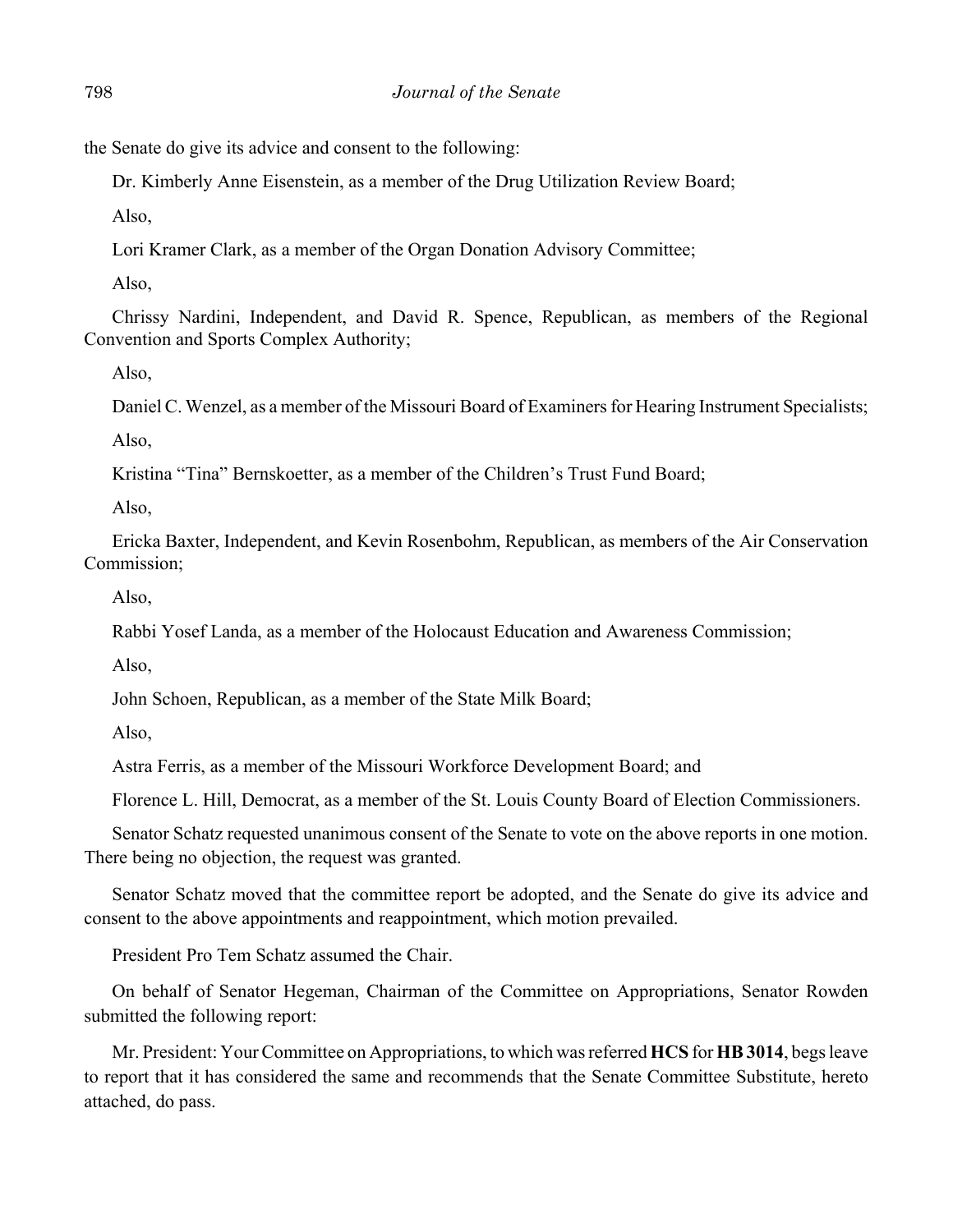the Senate do give its advice and consent to the following:

Dr. Kimberly Anne Eisenstein, as a member of the Drug Utilization Review Board;

Also,

Lori Kramer Clark, as a member of the Organ Donation Advisory Committee;

Also,

Chrissy Nardini, Independent, and David R. Spence, Republican, as members of the Regional Convention and Sports Complex Authority;

Also,

Daniel C. Wenzel, as a member of the Missouri Board of Examiners for Hearing Instrument Specialists;

Also,

Kristina "Tina" Bernskoetter, as a member of the Children's Trust Fund Board;

Also,

Ericka Baxter, Independent, and Kevin Rosenbohm, Republican, as members of the Air Conservation Commission;

Also,

Rabbi Yosef Landa, as a member of the Holocaust Education and Awareness Commission;

Also,

John Schoen, Republican, as a member of the State Milk Board;

Also,

Astra Ferris, as a member of the Missouri Workforce Development Board; and

Florence L. Hill, Democrat, as a member of the St. Louis County Board of Election Commissioners.

Senator Schatz requested unanimous consent of the Senate to vote on the above reports in one motion. There being no objection, the request was granted.

Senator Schatz moved that the committee report be adopted, and the Senate do give its advice and consent to the above appointments and reappointment, which motion prevailed.

President Pro Tem Schatz assumed the Chair.

On behalf of Senator Hegeman, Chairman of the Committee on Appropriations, Senator Rowden submitted the following report:

Mr. President: Your Committee on Appropriations, to which was referred **HCS** for **HB 3014**, begs leave to report that it has considered the same and recommends that the Senate Committee Substitute, hereto attached, do pass.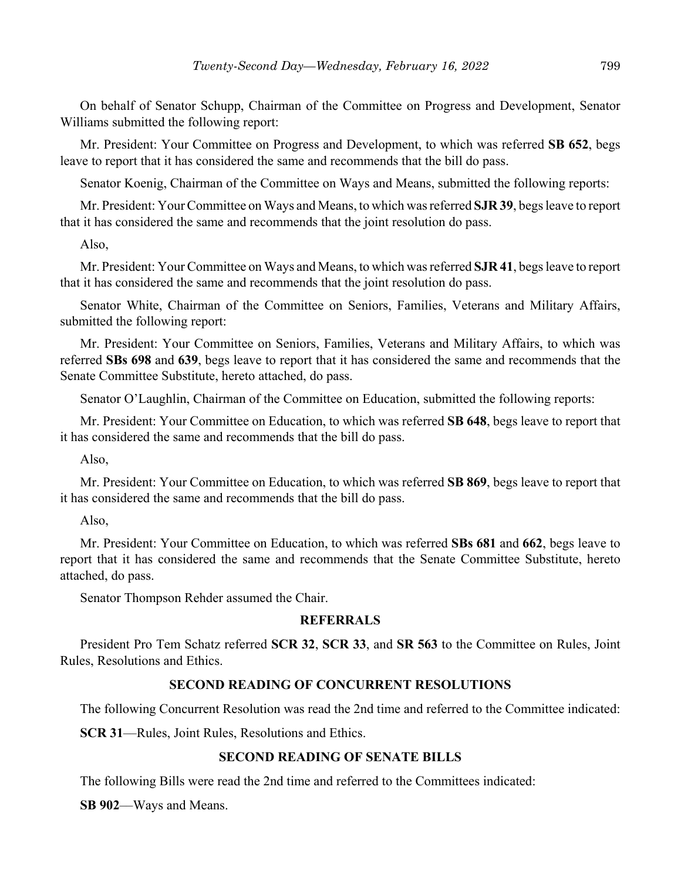On behalf of Senator Schupp, Chairman of the Committee on Progress and Development, Senator Williams submitted the following report:

Mr. President: Your Committee on Progress and Development, to which was referred **SB 652**, begs leave to report that it has considered the same and recommends that the bill do pass.

Senator Koenig, Chairman of the Committee on Ways and Means, submitted the following reports:

Mr. President: Your Committee on Ways and Means, to which was referred **SJR 39**, begs leave to report that it has considered the same and recommends that the joint resolution do pass.

Also,

Mr. President: Your Committee on Ways and Means, to which was referred **SJR 41**, begs leave to report that it has considered the same and recommends that the joint resolution do pass.

Senator White, Chairman of the Committee on Seniors, Families, Veterans and Military Affairs, submitted the following report:

Mr. President: Your Committee on Seniors, Families, Veterans and Military Affairs, to which was referred **SBs 698** and **639**, begs leave to report that it has considered the same and recommends that the Senate Committee Substitute, hereto attached, do pass.

Senator O'Laughlin, Chairman of the Committee on Education, submitted the following reports:

Mr. President: Your Committee on Education, to which was referred **SB 648**, begs leave to report that it has considered the same and recommends that the bill do pass.

Also,

Mr. President: Your Committee on Education, to which was referred **SB 869**, begs leave to report that it has considered the same and recommends that the bill do pass.

Also,

Mr. President: Your Committee on Education, to which was referred **SBs 681** and **662**, begs leave to report that it has considered the same and recommends that the Senate Committee Substitute, hereto attached, do pass.

Senator Thompson Rehder assumed the Chair.

## REFERRALS

President Pro Tem Schatz referred **SCR 32**, **SCR 33**, and **SR 563** to the Committee on Rules, Joint Rules, Resolutions and Ethics.

## SECOND READING OF CONCURRENT RESOLUTIONS

The following Concurrent Resolution was read the 2nd time and referred to the Committee indicated:

**SCR 31**—Rules, Joint Rules, Resolutions and Ethics.

## SECOND READING OF SENATE BILLS

The following Bills were read the 2nd time and referred to the Committees indicated:

**SB 902**—Ways and Means.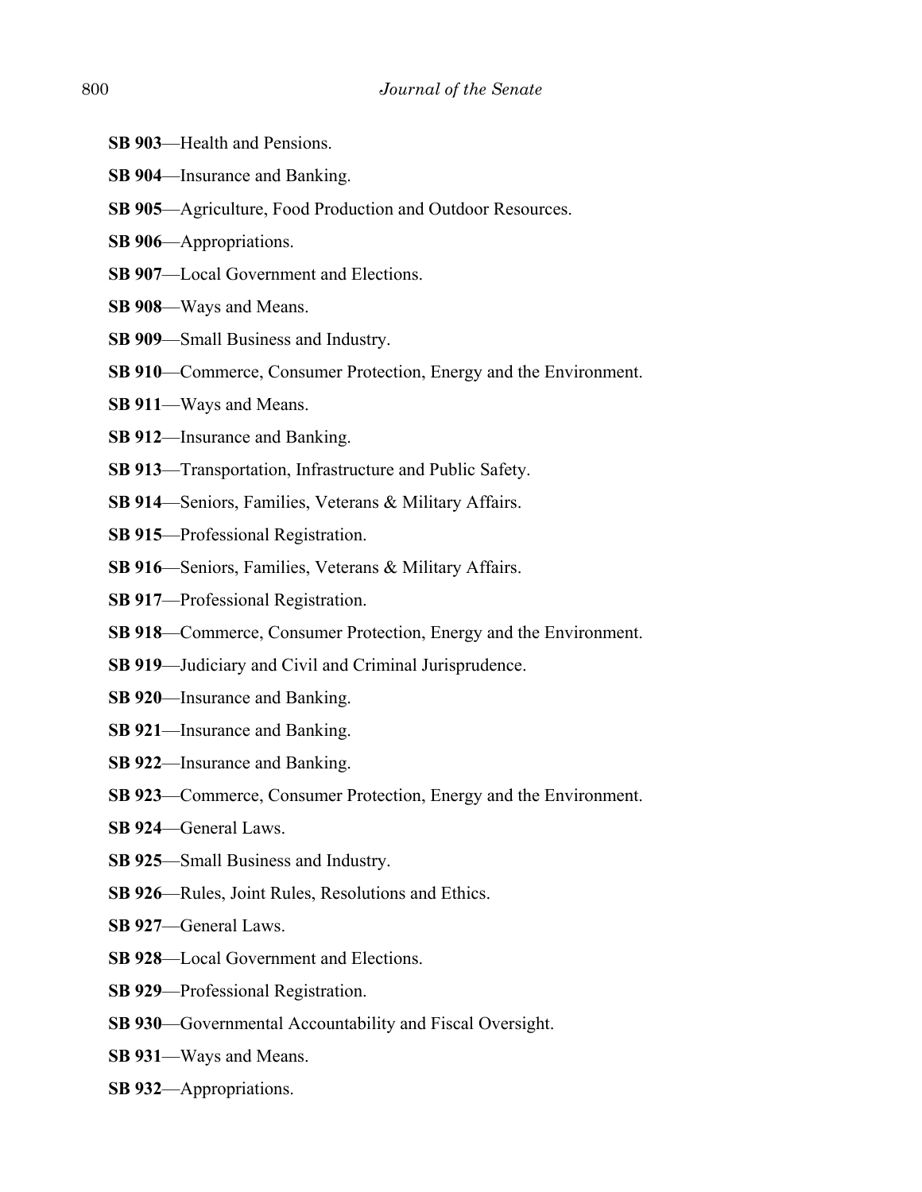**SB 903**—Health and Pensions.

**SB 904**—Insurance and Banking.

**SB 905**—Agriculture, Food Production and Outdoor Resources.

**SB 906**—Appropriations.

**SB 907**—Local Government and Elections.

**SB 908**—Ways and Means.

**SB 909**—Small Business and Industry.

**SB 910**—Commerce, Consumer Protection, Energy and the Environment.

**SB 911**—Ways and Means.

**SB 912**—Insurance and Banking.

**SB 913**—Transportation, Infrastructure and Public Safety.

**SB 914**—Seniors, Families, Veterans & Military Affairs.

**SB 915**—Professional Registration.

**SB 916**—Seniors, Families, Veterans & Military Affairs.

**SB 917**—Professional Registration.

**SB 918**—Commerce, Consumer Protection, Energy and the Environment.

**SB 919**—Judiciary and Civil and Criminal Jurisprudence.

**SB 920**—Insurance and Banking.

**SB 921**—Insurance and Banking.

**SB 922**—Insurance and Banking.

**SB 923**—Commerce, Consumer Protection, Energy and the Environment.

**SB 924**—General Laws.

**SB 925**—Small Business and Industry.

**SB 926**—Rules, Joint Rules, Resolutions and Ethics.

**SB 927**—General Laws.

**SB 928**—Local Government and Elections.

**SB 929**—Professional Registration.

**SB 930**—Governmental Accountability and Fiscal Oversight.

**SB 931**—Ways and Means.

**SB 932**—Appropriations.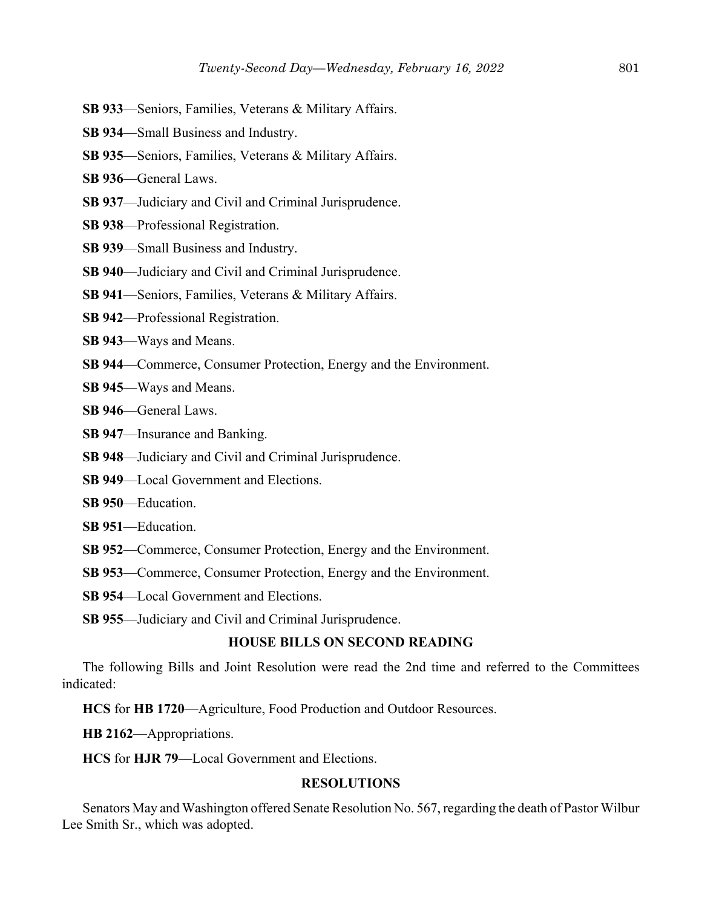**SB 933**—Seniors, Families, Veterans & Military Affairs.

**SB 934**—Small Business and Industry.

**SB 935**—Seniors, Families, Veterans & Military Affairs.

**SB 936**—General Laws.

**SB 937**—Judiciary and Civil and Criminal Jurisprudence.

**SB 938**—Professional Registration.

**SB 939**—Small Business and Industry.

**SB 940**—Judiciary and Civil and Criminal Jurisprudence.

**SB 941**—Seniors, Families, Veterans & Military Affairs.

**SB 942**—Professional Registration.

**SB 943**—Ways and Means.

**SB 944**—Commerce, Consumer Protection, Energy and the Environment.

**SB 945**—Ways and Means.

**SB 946**—General Laws.

**SB 947**—Insurance and Banking.

**SB 948**—Judiciary and Civil and Criminal Jurisprudence.

**SB 949**—Local Government and Elections.

**SB 950**—Education.

**SB 951**—Education.

**SB 952**—Commerce, Consumer Protection, Energy and the Environment.

**SB 953**—Commerce, Consumer Protection, Energy and the Environment.

**SB 954**—Local Government and Elections.

**SB 955**—Judiciary and Civil and Criminal Jurisprudence.

## HOUSE BILLS ON SECOND READING

The following Bills and Joint Resolution were read the 2nd time and referred to the Committees indicated:

**HCS** for **HB 1720**—Agriculture, Food Production and Outdoor Resources.

**HB 2162**—Appropriations.

**HCS** for **HJR 79**—Local Government and Elections.

## RESOLUTIONS

Senators May and Washington offered Senate Resolution No. 567, regarding the death of Pastor Wilbur Lee Smith Sr., which was adopted.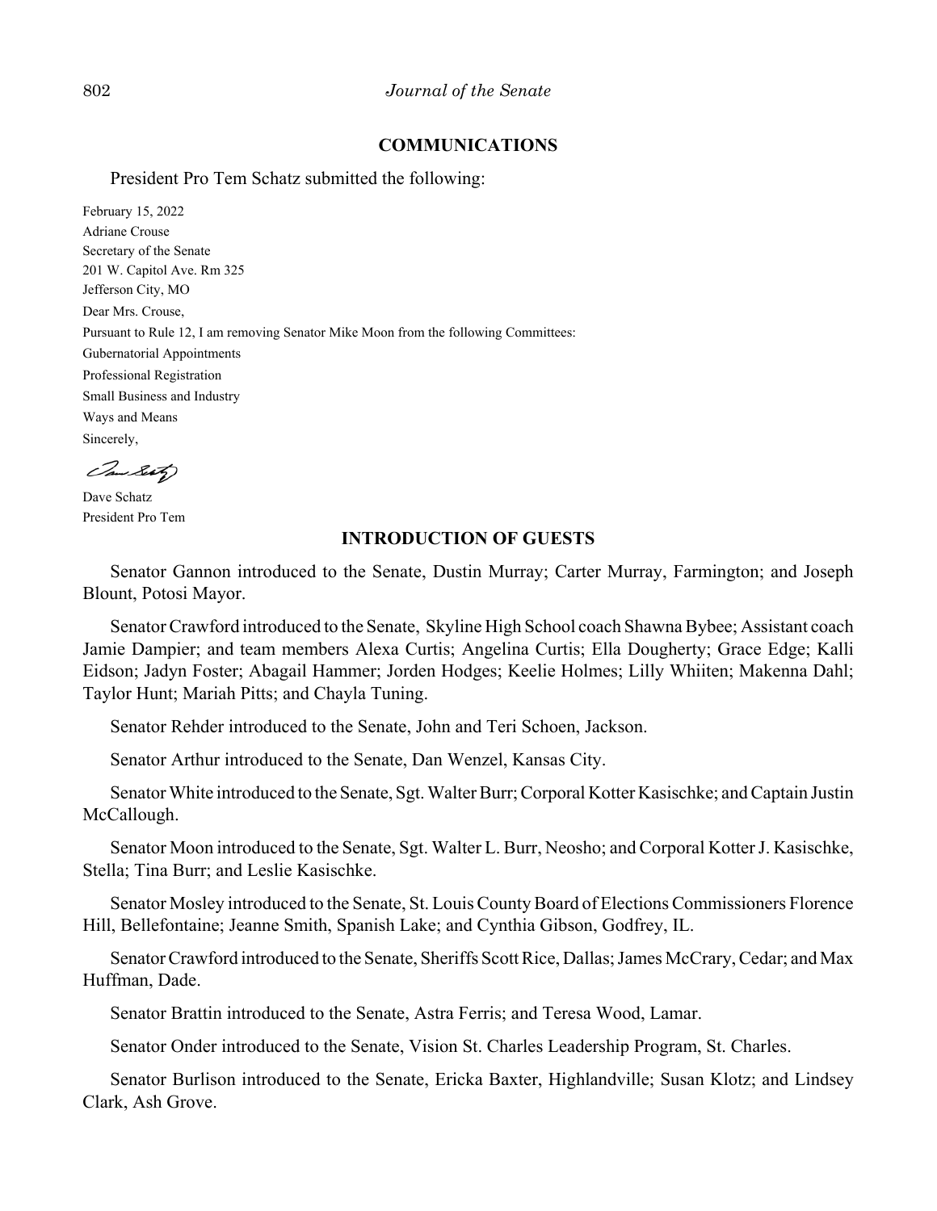## COMMUNICATIONS

President Pro Tem Schatz submitted the following:

February 15, 2022
Adriane Crouse
Secretary of the Senate
201 W. Capitol Ave. Rm 325
Jefferson City, MO

Dear Mrs. Crouse,

Pursuant to Rule 12, I am removing Senator Mike Moon from the following Committees:

Gubernatorial Appointments
Professional Registration
Small Business and Industry
Ways and Means

Sincerely,

Dave Schatz
President Pro Tem

## INTRODUCTION OF GUESTS

Senator Gannon introduced to the Senate, Dustin Murray; Carter Murray, Farmington; and Joseph Blount, Potosi Mayor.

Senator Crawford introduced to the Senate, Skyline High School coach Shawna Bybee; Assistant coach Jamie Dampier; and team members Alexa Curtis; Angelina Curtis; Ella Dougherty; Grace Edge; Kalli Eidson; Jadyn Foster; Abagail Hammer; Jorden Hodges; Keelie Holmes; Lilly Whiiten; Makenna Dahl; Taylor Hunt; Mariah Pitts; and Chayla Tuning.

Senator Rehder introduced to the Senate, John and Teri Schoen, Jackson.

Senator Arthur introduced to the Senate, Dan Wenzel, Kansas City.

Senator White introduced to the Senate, Sgt. Walter Burr; Corporal Kotter Kasischke; and Captain Justin McCallough.

Senator Moon introduced to the Senate, Sgt. Walter L. Burr, Neosho; and Corporal Kotter J. Kasischke, Stella; Tina Burr; and Leslie Kasischke.

Senator Mosley introduced to the Senate, St. Louis County Board of Elections Commissioners Florence Hill, Bellefontaine; Jeanne Smith, Spanish Lake; and Cynthia Gibson, Godfrey, IL.

Senator Crawford introduced to the Senate, Sheriffs Scott Rice, Dallas; James McCrary, Cedar; and Max Huffman, Dade.

Senator Brattin introduced to the Senate, Astra Ferris; and Teresa Wood, Lamar.

Senator Onder introduced to the Senate, Vision St. Charles Leadership Program, St. Charles.

Senator Burlison introduced to the Senate, Ericka Baxter, Highlandville; Susan Klotz; and Lindsey Clark, Ash Grove.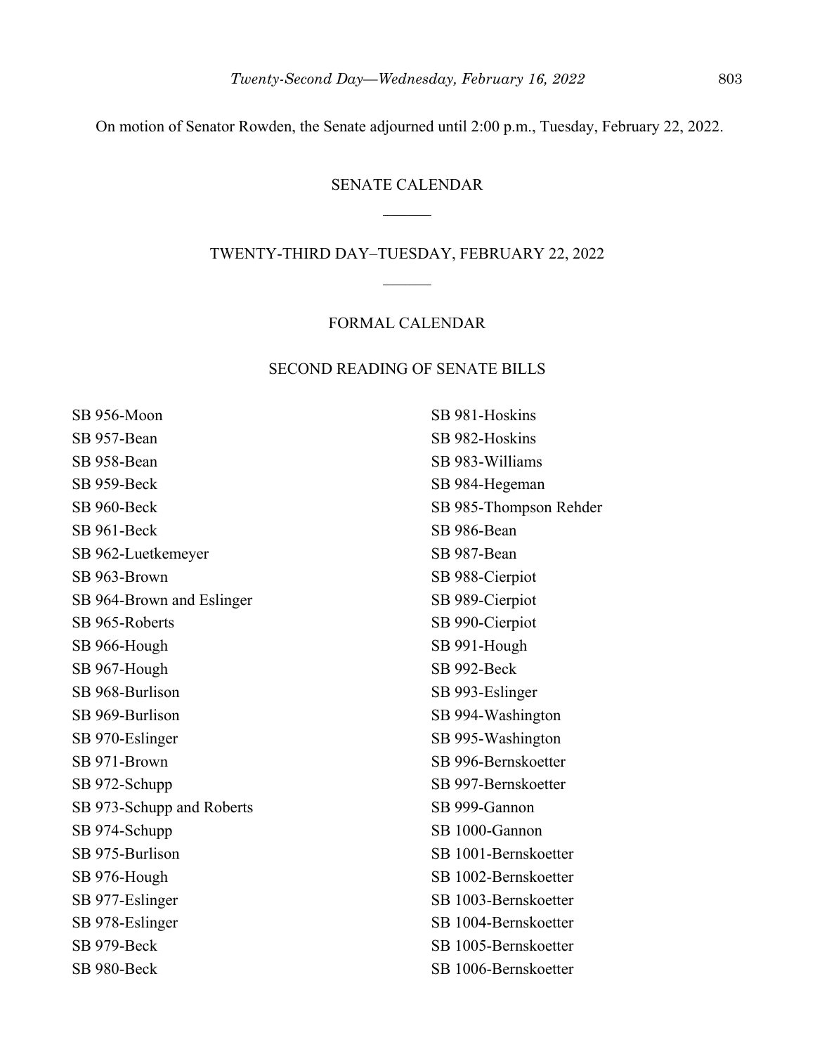On motion of Senator Rowden, the Senate adjourned until 2:00 p.m., Tuesday, February 22, 2022.

## SENATE CALENDAR

## TWENTY-THIRD DAY–TUESDAY, FEBRUARY 22, 2022

### FORMAL CALENDAR

### SECOND READING OF SENATE BILLS

SB 956-Moon
SB 957-Bean
SB 958-Bean
SB 959-Beck
SB 960-Beck
SB 961-Beck
SB 962-Luetkemeyer
SB 963-Brown
SB 964-Brown and Eslinger
SB 965-Roberts
SB 966-Hough
SB 967-Hough
SB 968-Burlison
SB 969-Burlison
SB 970-Eslinger
SB 971-Brown
SB 972-Schupp
SB 973-Schupp and Roberts
SB 974-Schupp
SB 975-Burlison
SB 976-Hough
SB 977-Eslinger
SB 978-Eslinger
SB 979-Beck
SB 980-Beck
SB 981-Hoskins
SB 982-Hoskins
SB 983-Williams
SB 984-Hegeman
SB 985-Thompson Rehder
SB 986-Bean
SB 987-Bean
SB 988-Cierpiot
SB 989-Cierpiot
SB 990-Cierpiot
SB 991-Hough
SB 992-Beck
SB 993-Eslinger
SB 994-Washington
SB 995-Washington
SB 996-Bernskoetter
SB 997-Bernskoetter
SB 999-Gannon
SB 1000-Gannon
SB 1001-Bernskoetter
SB 1002-Bernskoetter
SB 1003-Bernskoetter
SB 1004-Bernskoetter
SB 1005-Bernskoetter
SB 1006-Bernskoetter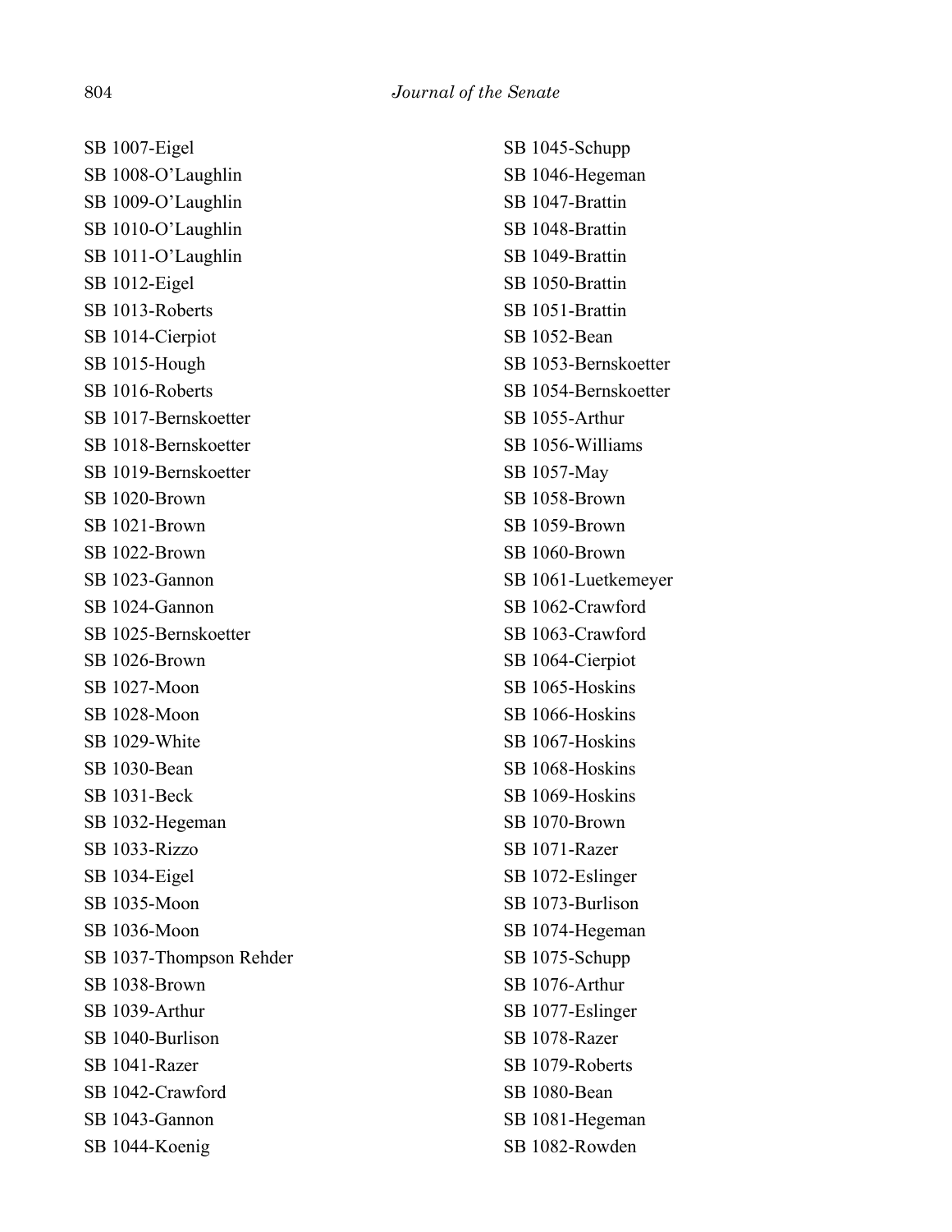SB 1007-Eigel
SB 1008-O'Laughlin
SB 1009-O'Laughlin
SB 1010-O'Laughlin
SB 1011-O'Laughlin
SB 1012-Eigel
SB 1013-Roberts
SB 1014-Cierpiot
SB 1015-Hough
SB 1016-Roberts
SB 1017-Bernskoetter
SB 1018-Bernskoetter
SB 1019-Bernskoetter
SB 1020-Brown
SB 1021-Brown
SB 1022-Brown
SB 1023-Gannon
SB 1024-Gannon
SB 1025-Bernskoetter
SB 1026-Brown
SB 1027-Moon
SB 1028-Moon
SB 1029-White
SB 1030-Bean
SB 1031-Beck
SB 1032-Hegeman
SB 1033-Rizzo
SB 1034-Eigel
SB 1035-Moon
SB 1036-Moon
SB 1037-Thompson Rehder
SB 1038-Brown
SB 1039-Arthur
SB 1040-Burlison
SB 1041-Razer
SB 1042-Crawford
SB 1043-Gannon
SB 1044-Koenig
SB 1045-Schupp
SB 1046-Hegeman
SB 1047-Brattin
SB 1048-Brattin
SB 1049-Brattin
SB 1050-Brattin
SB 1051-Brattin
SB 1052-Bean
SB 1053-Bernskoetter
SB 1054-Bernskoetter
SB 1055-Arthur
SB 1056-Williams
SB 1057-May
SB 1058-Brown
SB 1059-Brown
SB 1060-Brown
SB 1061-Luetkemeyer
SB 1062-Crawford
SB 1063-Crawford
SB 1064-Cierpiot
SB 1065-Hoskins
SB 1066-Hoskins
SB 1067-Hoskins
SB 1068-Hoskins
SB 1069-Hoskins
SB 1070-Brown
SB 1071-Razer
SB 1072-Eslinger
SB 1073-Burlison
SB 1074-Hegeman
SB 1075-Schupp
SB 1076-Arthur
SB 1077-Eslinger
SB 1078-Razer
SB 1079-Roberts
SB 1080-Bean
SB 1081-Hegeman
SB 1082-Rowden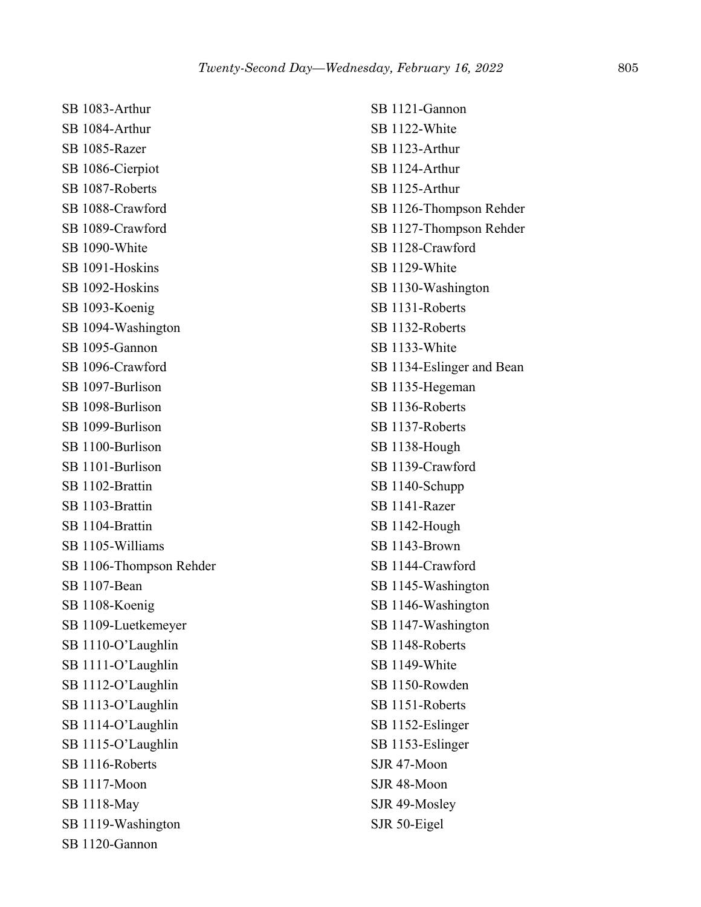SB 1083-Arthur
SB 1084-Arthur
SB 1085-Razer
SB 1086-Cierpiot
SB 1087-Roberts
SB 1088-Crawford
SB 1089-Crawford
SB 1090-White
SB 1091-Hoskins
SB 1092-Hoskins
SB 1093-Koenig
SB 1094-Washington
SB 1095-Gannon
SB 1096-Crawford
SB 1097-Burlison
SB 1098-Burlison
SB 1099-Burlison
SB 1100-Burlison
SB 1101-Burlison
SB 1102-Brattin
SB 1103-Brattin
SB 1104-Brattin
SB 1105-Williams
SB 1106-Thompson Rehder
SB 1107-Bean
SB 1108-Koenig
SB 1109-Luetkemeyer
SB 1110-O'Laughlin
SB 1111-O'Laughlin
SB 1112-O'Laughlin
SB 1113-O'Laughlin
SB 1114-O'Laughlin
SB 1115-O'Laughlin
SB 1116-Roberts
SB 1117-Moon
SB 1118-May
SB 1119-Washington
SB 1120-Gannon
SB 1121-Gannon
SB 1122-White
SB 1123-Arthur
SB 1124-Arthur
SB 1125-Arthur
SB 1126-Thompson Rehder
SB 1127-Thompson Rehder
SB 1128-Crawford
SB 1129-White
SB 1130-Washington
SB 1131-Roberts
SB 1132-Roberts
SB 1133-White
SB 1134-Eslinger and Bean
SB 1135-Hegeman
SB 1136-Roberts
SB 1137-Roberts
SB 1138-Hough
SB 1139-Crawford
SB 1140-Schupp
SB 1141-Razer
SB 1142-Hough
SB 1143-Brown
SB 1144-Crawford
SB 1145-Washington
SB 1146-Washington
SB 1147-Washington
SB 1148-Roberts
SB 1149-White
SB 1150-Rowden
SB 1151-Roberts
SB 1152-Eslinger
SB 1153-Eslinger
SJR 47-Moon
SJR 48-Moon
SJR 49-Mosley
SJR 50-Eigel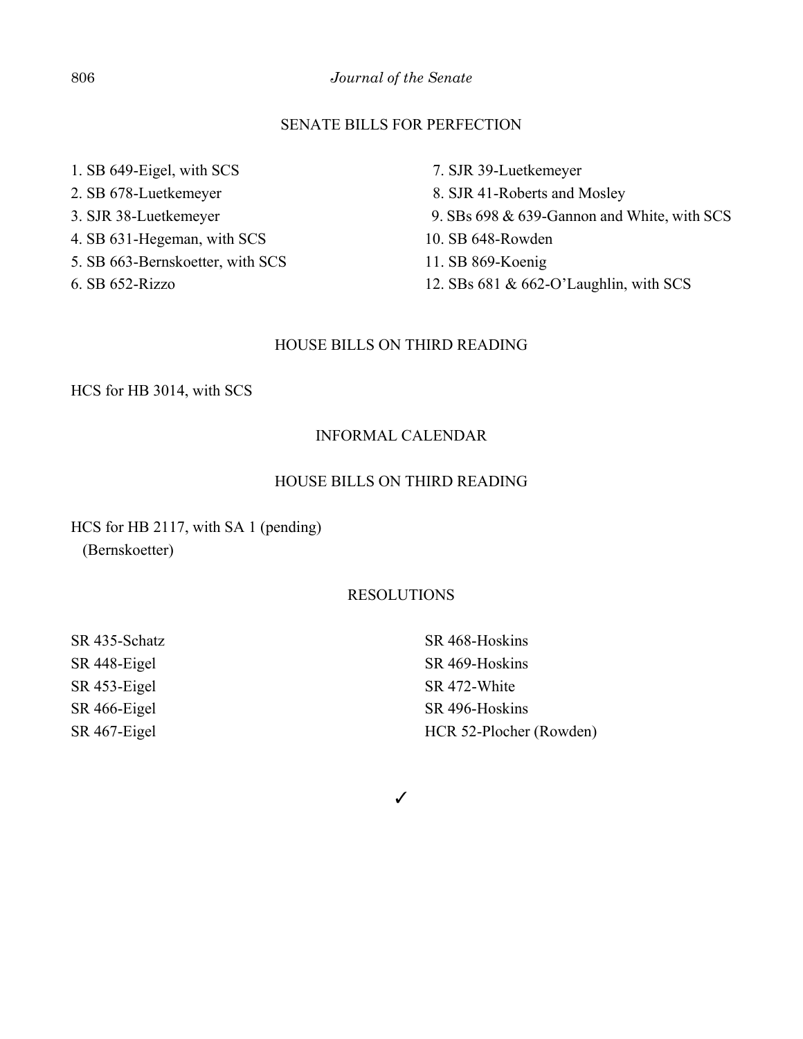## SENATE BILLS FOR PERFECTION

1. SB 649-Eigel, with SCS
2. SB 678-Luetkemeyer
3. SJR 38-Luetkemeyer
4. SB 631-Hegeman, with SCS
5. SB 663-Bernskoetter, with SCS
6. SB 652-Rizzo
7. SJR 39-Luetkemeyer
8. SJR 41-Roberts and Mosley
9. SBs 698 & 639-Gannon and White, with SCS
10. SB 648-Rowden
11. SB 869-Koenig
12. SBs 681 & 662-O'Laughlin, with SCS

## HOUSE BILLS ON THIRD READING

HCS for HB 3014, with SCS

## INFORMAL CALENDAR

## HOUSE BILLS ON THIRD READING

HCS for HB 2117, with SA 1 (pending)
(Bernskoetter)

## RESOLUTIONS

SR 435-Schatz
SR 448-Eigel
SR 453-Eigel
SR 466-Eigel
SR 467-Eigel
SR 468-Hoskins
SR 469-Hoskins
SR 472-White
SR 496-Hoskins
HCR 52-Plocher (Rowden)

✓